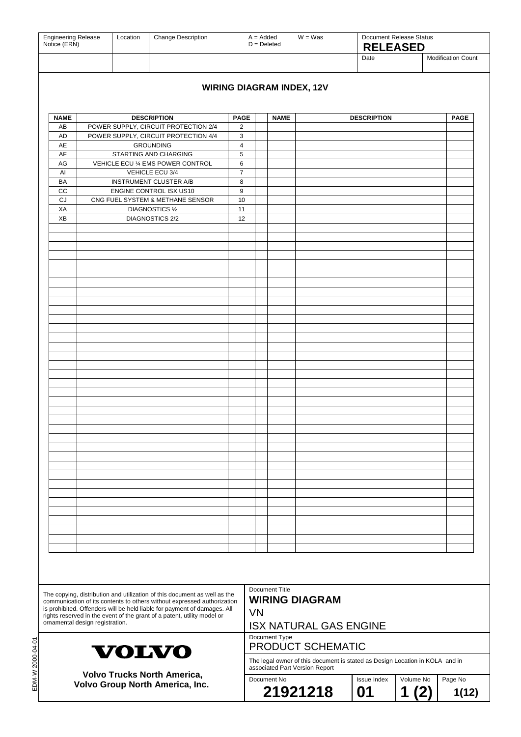| Engineering Release Notice (ERN) | Location | Change Description | A = Added D = Deleted | W = Was | Document Release Status **RELEASED** |
|---|---|---|---|---|---|
| | | | | | Date / Modification Count |

## WIRING DIAGRAM INDEX, 12V

| NAME | DESCRIPTION | PAGE | | NAME | DESCRIPTION | PAGE |
|---|---|---|---|---|---|---|
| AB | POWER SUPPLY, CIRCUIT PROTECTION 2/4 | 2 | | | | |
| AD | POWER SUPPLY, CIRCUIT PROTECTION 4/4 | 3 | | | | |
| AE | GROUNDING | 4 | | | | |
| AF | STARTING AND CHARGING | 5 | | | | |
| AG | VEHICLE ECU ¼ EMS POWER CONTROL | 6 | | | | |
| AI | VEHICLE ECU 3/4 | 7 | | | | |
| BA | INSTRUMENT CLUSTER A/B | 8 | | | | |
| CC | ENGINE CONTROL ISX US10 | 9 | | | | |
| CJ | CNG FUEL SYSTEM & METHANE SENSOR | 10 | | | | |
| XA | DIAGNOSTICS ½ | 11 | | | | |
| XB | DIAGNOSTICS 2/2 | 12 | | | | |

The copying, distribution and utilization of this document as well as the communication of its contents to others without expressed authorization is prohibited. Offenders will be held liable for payment of damages. All rights reserved in the event of the grant of a patent, utility model or ornamental design registration.

**VOLVO**

**Volvo Trucks North America,**
**Volvo Group North America, Inc.**

Document Title
**WIRING DIAGRAM**
VN
ISX NATURAL GAS ENGINE

Document Type
PRODUCT SCHEMATIC

The legal owner of this document is stated as Design Location in KOLA and in associated Part Version Report

| Document No | Issue Index | Volume No | Page No |
|---|---|---|---|
| **21921218** | **01** | **1 (2)** | **1(12)** |

EDM-W 2000-04-01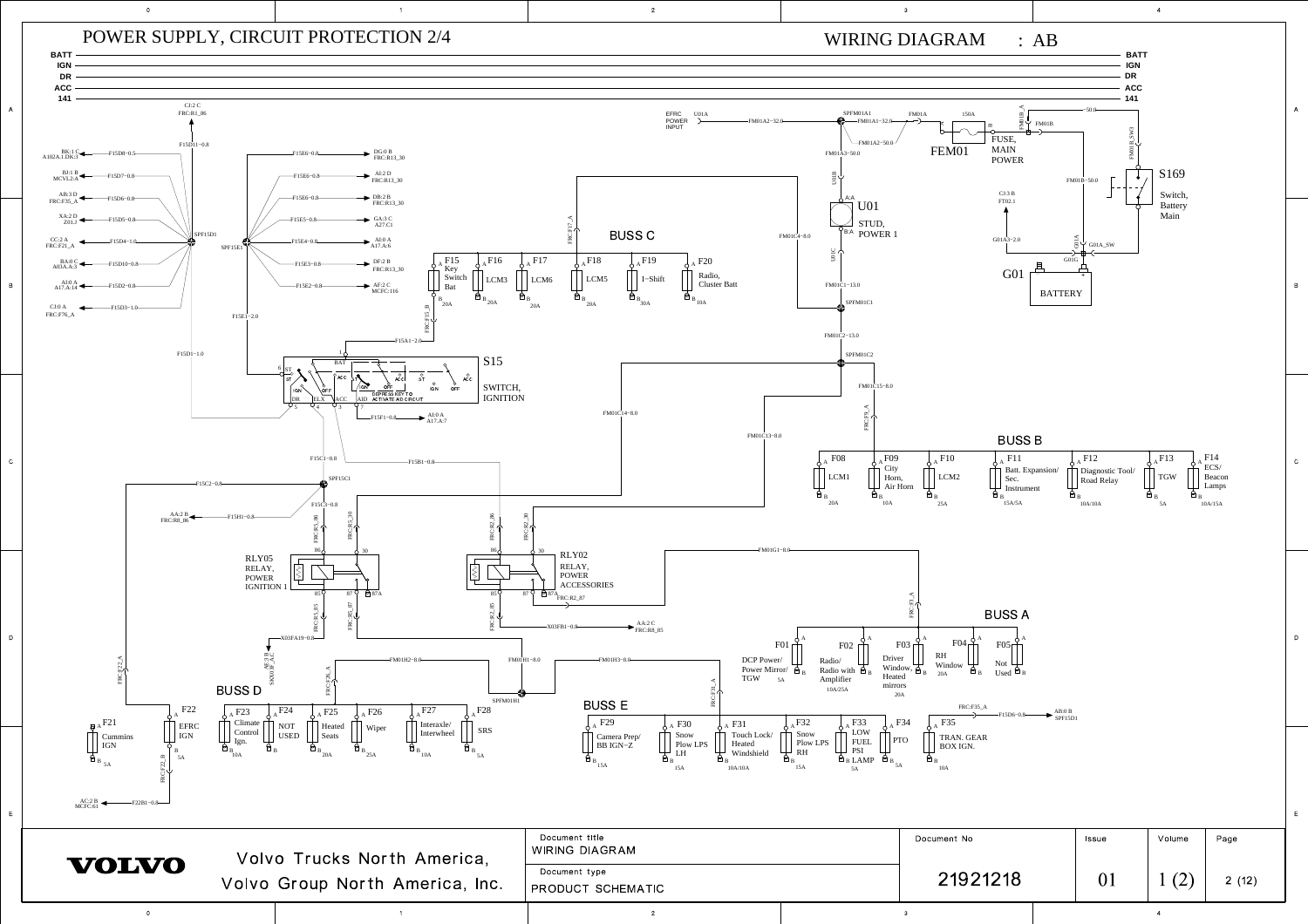# POWER SUPPLY, CIRCUIT PROTECTION 2/4

WIRING DIAGRAM : AB

BATT
IGN
DR
ACC
141

CJ:2 C FRC:R1_86

F15D11−0.8

BK:1 C A102A.1.DK:3 — F15D8−0.5
BJ:1 B MCVL2:A — F15D7−0.8
AB:3 D FRC:F35_A — F15D6−0.8
XA:2 D Z01:J — F15D5−0.8
CC:2 A FRC:F21_A — F15D4−1.0
BA:0 C A03A.A:3 — F15D10−0.8
AI:0 A A17.A:14 — F15D2−0.8
CJ:0 A FRC:F76_A — F15D3−1.0

SPF15D1

F15E6−0.8 — DG:0 B FRC:R13_30
F15E6−0.8 — AI:2 D FRC:R13_30
F15E6−0.8 — DB:2 B FRC:R13_30
F15E5−0.8 — GA:3 C A27.C1
F15E4−0.8 — AI:0 A A17.A:6
F15E3−0.8 — DF:2 B FRC:R13_30
F15E2−0.8 — AF:2 C MCFC:116

SPF15E1

F15E1−2.0

F15D1−1.0

F15A1−2.0

**S15** SWITCH, IGNITION

BAT, ST, IGN, OFF, ACC, DR, ELX, ACC, AID — DEPRESS KEY TO ACTIVATE AID CIRCUIT

F15F1−0.8 — AI:0 A A17.A:7

F15C1−0.8, F15B1−0.8, F15C2−0.8, SPF15C1, F15C3−0.8

AA:2 B FRC:R8_86 — F15H1−0.8

FRC:R5_86, FRC:R5_30, FRC:R5_85, FRC:R5_87

**RLY05** RELAY, POWER IGNITION 1

X03FA19−0.8

AE:3 B SKX03F_A,C

FRC:R2_86, FRC:R2_30, FRC:R2_85, FRC:R2_87

**RLY02** RELAY, POWER ACCESSORIES

X03FB1−0.8 — AA:2 C FRC:R8_85

EFRC POWER INPUT — U01A — FM01A2−32.0

SPFM01A1 — FM01A1−32.0 — FM01A — 150A — FM01B_A — FM01B

**FEM01** FUSE, MAIN POWER

FM01A2−50.0, FM01A3−50.0

U01B

**U01** STUD, POWER 1

FM01C4−8.0, U01C, FM01C1−13.0, SPFM01C1, FM01C2−13.0, SPFM01C2, FM01C15−8.0, FM01C14−8.0, FM01C13−8.0

−50.0, FM01B_SW3, FM01B−50.0

**S169** Switch, Battery Main

CJ:3 B FT02.1

G01A3−2.0, G01A, G01A_SW, G01G

**G01** BATTERY

FRC:F17_A, FRC:F15_B

## BUSS C

| Fuse | Function | Rating |
|---|---|---|
| F15 | Key Switch Bat | 20A |
| F16 | LCM3 | 20A |
| F17 | LCM6 | 20A |
| F18 | LCM5 | 20A |
| F19 | I−Shift | 30A |
| F20 | Radio, Cluster Batt | 10A |

FRC:F9_A

## BUSS B

| Fuse | Function | Rating |
|---|---|---|
| F08 | LCM1 | 20A |
| F09 | City Horn, Air Horn | 10A |
| F10 | LCM2 | 25A |
| F11 | Batt. Expansion/ Sec. Instrument | 15A/5A |
| F12 | Diagnostic Tool/ Road Relay | 10A/10A |
| F13 | TGW | 5A |
| F14 | ECS/ Beacon Lamps | 10A/15A |

FM01G1−8.0

FRC:F3_A

## BUSS A

| Fuse | Function | Rating |
|---|---|---|
| F01 | DCP Power/ Power Mirror/ TGW | 5A |
| F02 | Radio/ Radio with Amplifier | 10A/25A |
| F03 | Driver Window, Heated mirrors | 20A |
| F04 | RH Window | 20A |
| F05 | Not Used | |

FM01H2−8.0, FM01H1−8.0, FM01H3−8.0, SPFM01H1

FRC:F22_A, FRC:F26_A, FRC:F31_A

## BUSS D

| Fuse | Function | Rating |
|---|---|---|
| F21 | Cummins IGN | 5A |
| F22 | EFRC IGN | 5A |
| F23 | Climate Control Ign. | 10A |
| F24 | NOT USED | |
| F25 | Heated Seats | 20A |
| F26 | Wiper | 25A |
| F27 | Interaxle/ Interwheel | 10A |
| F28 | SRS | 5A |

FRC:F22_B

AC:2 B MCFC:61 — F22B1−0.8

## BUSS E

| Fuse | Function | Rating |
|---|---|---|
| F29 | Camera Prep/ BB IGN−Z | 15A |
| F30 | Snow Plow LPS LH | 15A |
| F31 | Touch Lock/ Heated Windshield | 10A/10A |
| F32 | Snow Plow LPS RH | 15A |
| F33 | LOW FUEL PSI LAMP | 5A |
| F34 | PTO | 5A |
| F35 | TRAN. GEAR BOX IGN. | 10A |

FRC:F35_A — F15D6−0.8 — AB:0 B SPF15D1

---

VOLVO — Volvo Trucks North America, Volvo Group North America, Inc.

| Document title | Document No | Issue | Volume | Page |
|---|---|---|---|---|
| WIRING DIAGRAM | 21921218 | 01 | 1 (2) | 2 (12) |
| Document type: PRODUCT SCHEMATIC | | | | |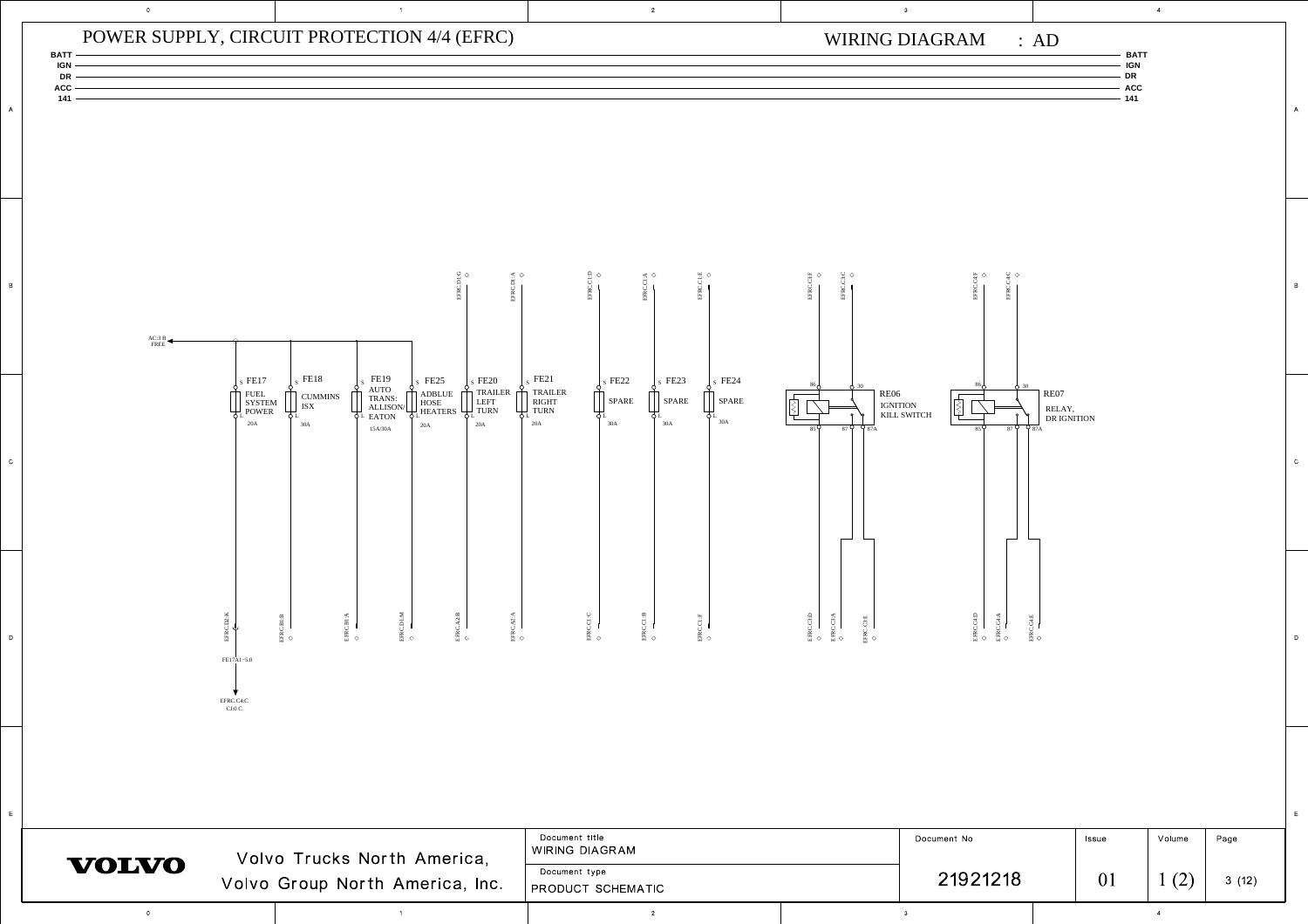# POWER SUPPLY, CIRCUIT PROTECTION 4/4 (EFRC)

WIRING DIAGRAM : AD

BATT
IGN
DR
ACC
141

AC:3 B
FREE

| Fuse | Description | Rating | Top | Bottom |
|---|---|---|---|---|
| FE17 | FUEL SYSTEM POWER | 20A | | EFRC.D2:K |
| FE18 | CUMMINS ISX | 30A | | EFRC.B1:B |
| FE19 | AUTO TRANS: ALLISON/ EATON | 15A/30A | | EFRC.B1:A |
| FE25 | ADBLUE HOSE HEATERS | 20A | EFRC.D1:G | EFRC.D1:M |
| FE20 | TRAILER LEFT TURN | 20A | | EFRC.A2:B |
| FE21 | TRAILER RIGHT TURN | 20A | EFRC.B1:A | EFRC.A2:A |
| FE22 | SPARE | 30A | EFRC.C1:D | EFRC.C1:C |
| FE23 | SPARE | 30A | EFRC.C1:A | EFRC.C1:B |
| FE24 | SPARE | 30A | EFRC.C1:E | EFRC.C1:F |

FE17A1~5.0

EFRC.C4:C
CJ:0 C

RE06 IGNITION KILL SWITCH (86, 30, 85, 87, 87A) — EFRC.C3:F, EFRC.C3:C, EFRC.C3:D, EFRC.C3:A, EFRC.C3:E

RE07 RELAY, DR IGNITION (86, 30, 85, 87, 87A) — EFRC.C4:F, EFRC.C4:C, EFRC.C4:D, EFRC.C4:A, EFRC.C4:E

| VOLVO | Volvo Trucks North America, Volvo Group North America, Inc. | Document title: WIRING DIAGRAM | Document No: 21921218 | Issue: 01 | Volume: 1 (2) | Page: 3 (12) |
|---|---|---|---|---|---|---|
| | | Document type: PRODUCT SCHEMATIC | | | | |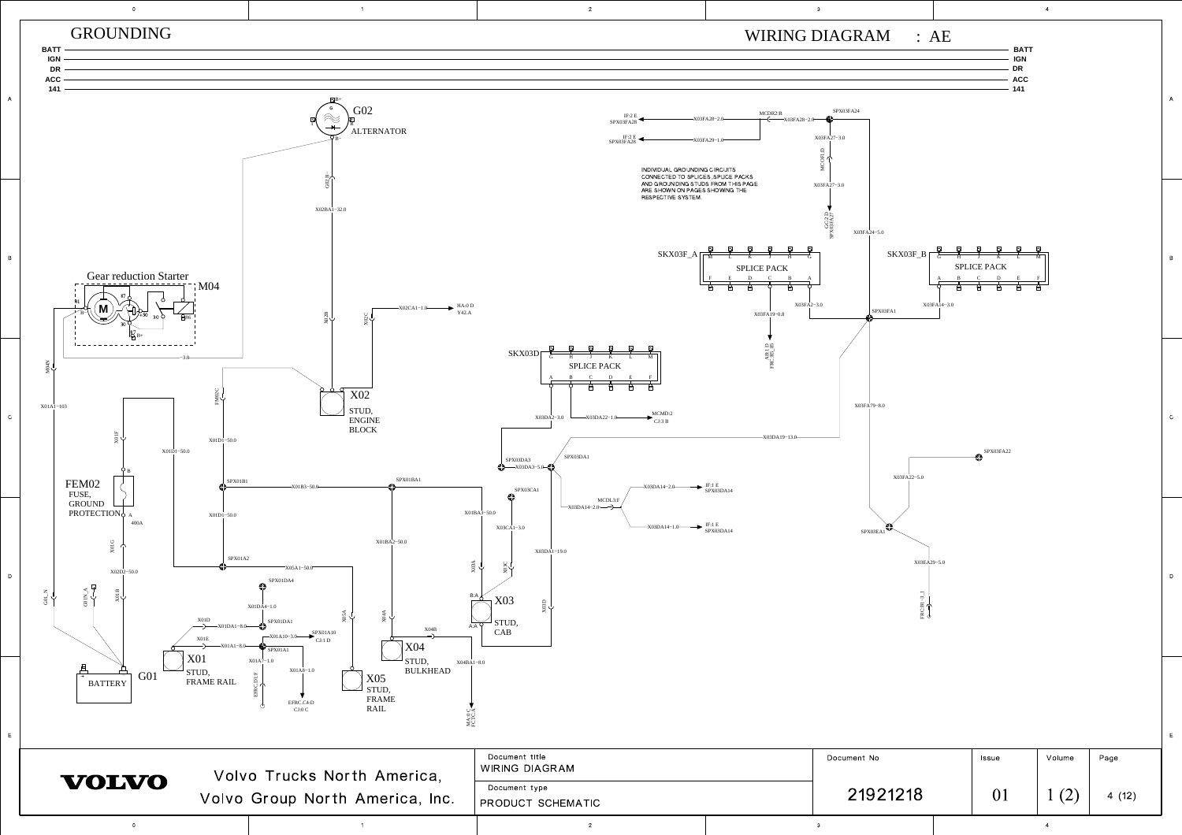# GROUNDING

WIRING DIAGRAM : AE

BATT
IGN
DR
ACC
141

G02
ALTERNATOR

Gear reduction Starter
M04

X02
STUD, ENGINE BLOCK

FEM02
FUSE, GROUND PROTECTION
400A

X01
STUD, FRAME RAIL

G01
BATTERY

X05
STUD, FRAME RAIL

X04
STUD, BULKHEAD

X03
STUD, CAB

SKX03D
SPLICE PACK

SKX03F_A
SPLICE PACK

SKX03F_B
SPLICE PACK

INDIVIDUAL GROUNDING CIRCUITS CONNECTED TO SPLICES ,SPLICE PACKS AND GROUNDING STUDS FROM THIS PAGE ARE SHOWN ON PAGES SHOWING THE RESPECTIVE SYSTEM.

X02CA1−1.0 → HA:0 D Y42.A
X03DA22−1.0 → MCMD:2 CJ:3 B
X03FA28−2.0 → IF:2 E SPX03FA28
X03FA29−1.0 → IF:2 E SPX03FA29
X03DA14−2.0 → IF:1 E SPX03DA14
X03DA14−1.0 → IF:1 E SPX03DA14

| Document title | Document No | Issue | Volume | Page |
|---|---|---|---|---|
| WIRING DIAGRAM | 21921218 | 01 | 1 (2) | 4 (12) |
| Document type: PRODUCT SCHEMATIC | | | | |

VOLVO — Volvo Trucks North America, Volvo Group North America, Inc.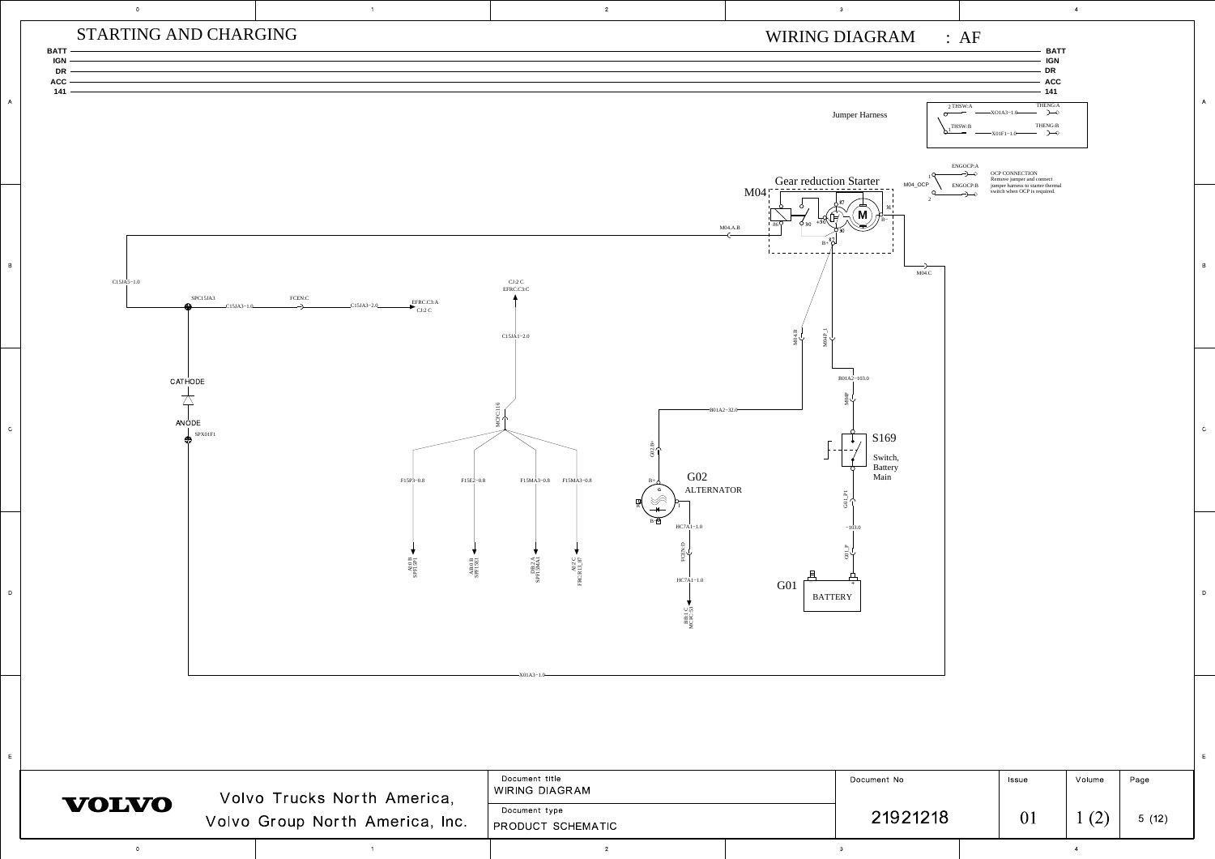# STARTING AND CHARGING

WIRING DIAGRAM : AF

BATT
IGN
DR
ACC
141

Jumper Harness

2 THSW:A — XO1A3−1.0 — THENG:A

1 THSW:B — X01F1−1.0 — THENG:B

M04_OCP

1 ENGOCP:A

2 ENGOCP:B

OCP CONNECTION
Remove jumper and connect jumper harness to starter thermal switch when OCP is required.

M04 Gear reduction Starter

87, 31, 86, 30, +30, 30, B−, B+, M

M04.A.B

M04.C

C15JA3−1.0

SPC15JA3 — C15JA3−1.0 — FCEN:C — C15JA3−2.0 — EFRC.C3:A CJ:2 C

CJ:2 C
EFRC.C3:C

C15JA1−2.0

MCFC:11.6

CATHODE

ANODE

SPX01F1

F15P3−0.8 — AE:0 B SPF15P1

F15E2−0.8 — AB:0 B SPF15E1

F15MA3−0.8 — DB:2 A SPF15MA1

F15MA3−0.8 — AU:2 C F9C:R13_87

X01A3−1.0

B01A2−32.0

G02:B+

G02
ALTERNATOR

B+, G, I, B−

HC7A1−1.0

FCEN:D

HC7A1−1.0

BB:1 C MCBC:53

M04:B

M04P_1

B01A2−103.0

M04P

S169
Switch, Battery Main

G01_P1

−103.0

G01_P

G01 BATTERY

| Volvo Trucks North America, Volvo Group North America, Inc. | Document title: WIRING DIAGRAM | Document No | Issue | Volume | Page |
|---|---|---|---|---|---|
| | Document type: PRODUCT SCHEMATIC | 21921218 | 01 | 1 (2) | 5 (12) |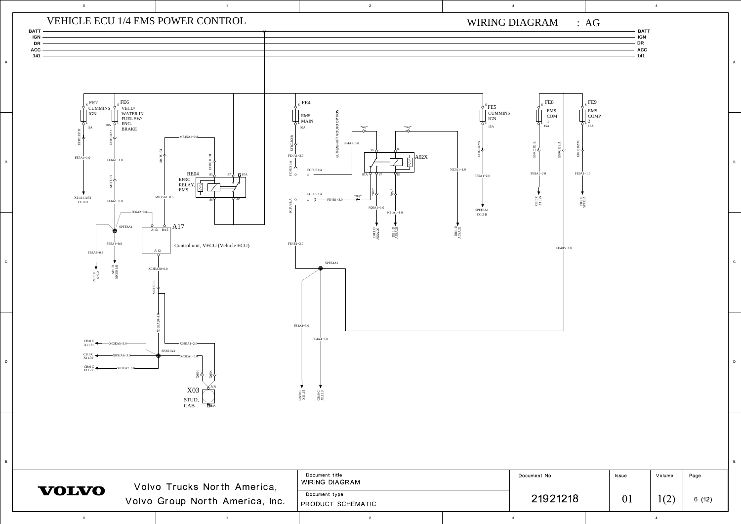# VEHICLE ECU 1/4 EMS POWER CONTROL

WIRING DIAGRAM : AG

BATT
IGN
DR
ACC
141

FE7 CUMMINS IGN 5A

FE6 VECU/ WATER IN FUEL SW/ ENG. BRAKE 10A

EFRC.D2:H
EFRC.D2:J
FE7A1−1.0
FE6A1−1.0
X11A1.A:31 CC:0 D
MCFC:71
FE6A1−0.8
MB15A1−0.8
MCFC:54
EFRC.D1:H
MB15A1−0.5
FE6A2−0.8

RE04 EFRC RELAY, EMS
85 87 87A 86 30

SPFE6A1
A17
A:13 B:15
Control unit, VECU (Vehicle ECU)
A:12
FE6A4−0.8
FE6A3−0.8
AH:0 B S72.2
AU:1 B MCEB1:B
X03EA28−0.8
MCFC:66
X03EA28−1.0

CB:0 C X11.31 X03EA5−3.0
CB:0 C X11.39 X03EA6−3.0
CB:0 C X11.27 X03EA7−3.0
X03EA1−2.0
SPX01A3
X03EA1−5.0
X03H X03K
A:A
X03 STUD, CAB
B:A

FE4 EMS MAIN 30A
EFRC.B2:B
ULTRASHIFT VOLVO OPTION
FE4A1−3.0
FCFUS1:A
FCFUS2:A
*req*
FE4A1−3.0
30 86
A02X
87A 87 85
FCFUS2:A
FE4B1−3.0
*req*
*req*
*req*
N20A1−1.0
N21A1−1.0
FCFUS1:A
DB:1 D A55A.20
DB:1 D A55A.21
N22A1−1.0
DB:1 D A55A.22
FE4B1−3.0
SPFE4A1
FE4A3−3.0
FE4A4−3.0
CB:0 C X11.15
CB:0 C X11.13

FE5 CUMMINS IGN 15A
EFRC.D2:A
FE5A1−2.0
SPFE5A1 CC:2 B

FE8 EMS COM 1 15A
EFRC.D2:L
EFRC.B2:A
FE8A1−2.0
CB:0 C X11.25

FE9 EMS COMP 2 15A
EFRC.D2:M
FE9A1−1.0
CB:2 B SPFE9A
FE4B1−3.0

Volvo Trucks North America, Volvo Group North America, Inc.

| Document title | Document No | Issue | Volume | Page |
|---|---|---|---|---|
| WIRING DIAGRAM | 21921218 | 01 | 1(2) | 6 (12) |
| Document type: PRODUCT SCHEMATIC | | | | |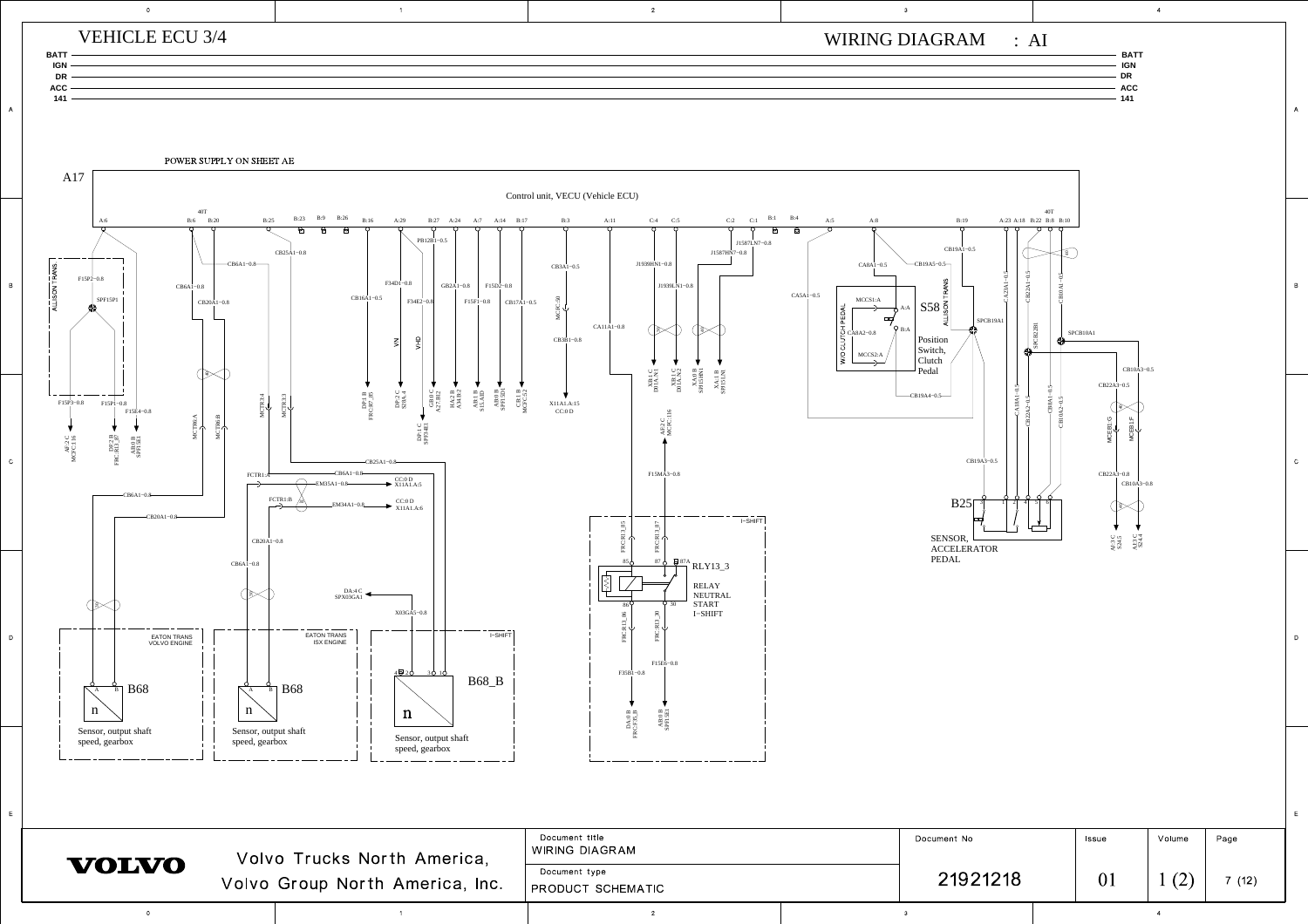# VEHICLE ECU 3/4

WIRING DIAGRAM : AI

BATT
IGN
DR
ACC
141

POWER SUPPLY ON SHEET AE

A17 — Control unit, VECU (Vehicle ECU)

Pins: A:6, B:6, B:20, B:25, B:23, B:9, B:26, B:16, A:29, B:27, A:24, A:7, A:14, B:17, B:3, A:11, C:4, C:5, C:2, C:1, B:1, B:4, A:5, A:8, B:19, A:23, A:18, B:22, B:8, B:10

Wires: F15P2−0.8, SPF15P1, F15P3−0.8, F15P1−0.8, F15E4−0.8, CB6A1−0.8, CB20A1−0.8, CB25A1−0.8, CB16A1−0.5, F34D1−0.8, F34E2−0.8, PB12B1−0.5, GB2A1−0.8, F15D2−0.8, F15F1−0.8, CB17A1−0.5, CB3A1−0.5, CB3B1−0.8, CA11A1−0.8, J1939HN1−0.8, J1939LN1−0.8, J1587LN7−0.8, J1587HN7−0.8, CA5A1−0.5, CA8A1−0.5, CA8A2−0.8, CB19A5−0.5, CB19A1−0.5, SPCB19A1, CB19A4−0.5, CB19A3−0.5, CA23A1−0.5, CB22A1−0.5, CB10A1−0.5, SPCB22B1, SPCB10A1, CA10A1−0.5, CB22A2−0.5, CB8A1−0.5, CB10A2−0.5, CB10A3−0.5, CB22A3−0.5, CB22A3−0.8, CB10A3−0.8, EM35A1−0.8, EM34A1−0.8, X03GA5−0.8, F15MA3−0.8, F35B1−0.8, F15E6−0.8

Connections: AF:2 C MCFC:16, DP:2 B FRC:R13_87, AB:0 B SPF15E1, MCTR6:A, MCTR6:B, MCTR3:4, MCTR3:3, DP:1 B FRC:R7_85, DP:2 C S20A:4, DP:1 C SPF34E1, GB:0 C A:27:B2, HA:2 B A34:B:2, AB:1 B S15:A:D, AB:0 B SPF15D1, CB:1 B MCFC:32, MCFC:50, X11A1:A:15 CC:0 D, XB:1 C D17A_N1, XB:1 C D17A_N2, XA:0 B SPJ15HN1, XA:1 B SPJ15LN1, AF:2 C MCFC:16, FCTR1:A, FCTR1:B, CC:0 D X11A1:A:5, CC:0 D X11A1:A:6, DA:4 C SPX03GA1, MCEB1:G, MCEB1:F, AJ:1 C S24:5, AJ:1 C S24:4

ALLISON TRANS; W/O CLUTCH PEDAL; VN; VHD; I−SHIFT

S58 — Position Switch, Clutch Pedal (MCCS1:A, MCCS2:A, A:A, B:A)

B25 — SENSOR, ACCELERATOR PEDAL (pins 3, 1, 2, 4, 5, 6)

RLY13_3 — RELAY NEUTRAL START I−SHIFT (85, 87, 87A, 86, 30; FRC:R13_85, FRC:R13_87, FRC:R13_86, FRC:R13_30, DA:0 B FRC:F35_B, AB:0 B SPF15E1)

B68 — Sensor, output shaft speed, gearbox (EATON TRANS VOLVO ENGINE)

B68 — Sensor, output shaft speed, gearbox (EATON TRANS ISX ENGINE)

B68_B — Sensor, output shaft speed, gearbox (I−SHIFT)

| | Document title | Document No | Issue | Volume | Page |
|---|---|---|---|---|---|
| VOLVO — Volvo Trucks North America, Volvo Group North America, Inc. | WIRING DIAGRAM | 21921218 | 01 | 1 (2) | 7 (12) |
| | Document type: PRODUCT SCHEMATIC | | | | |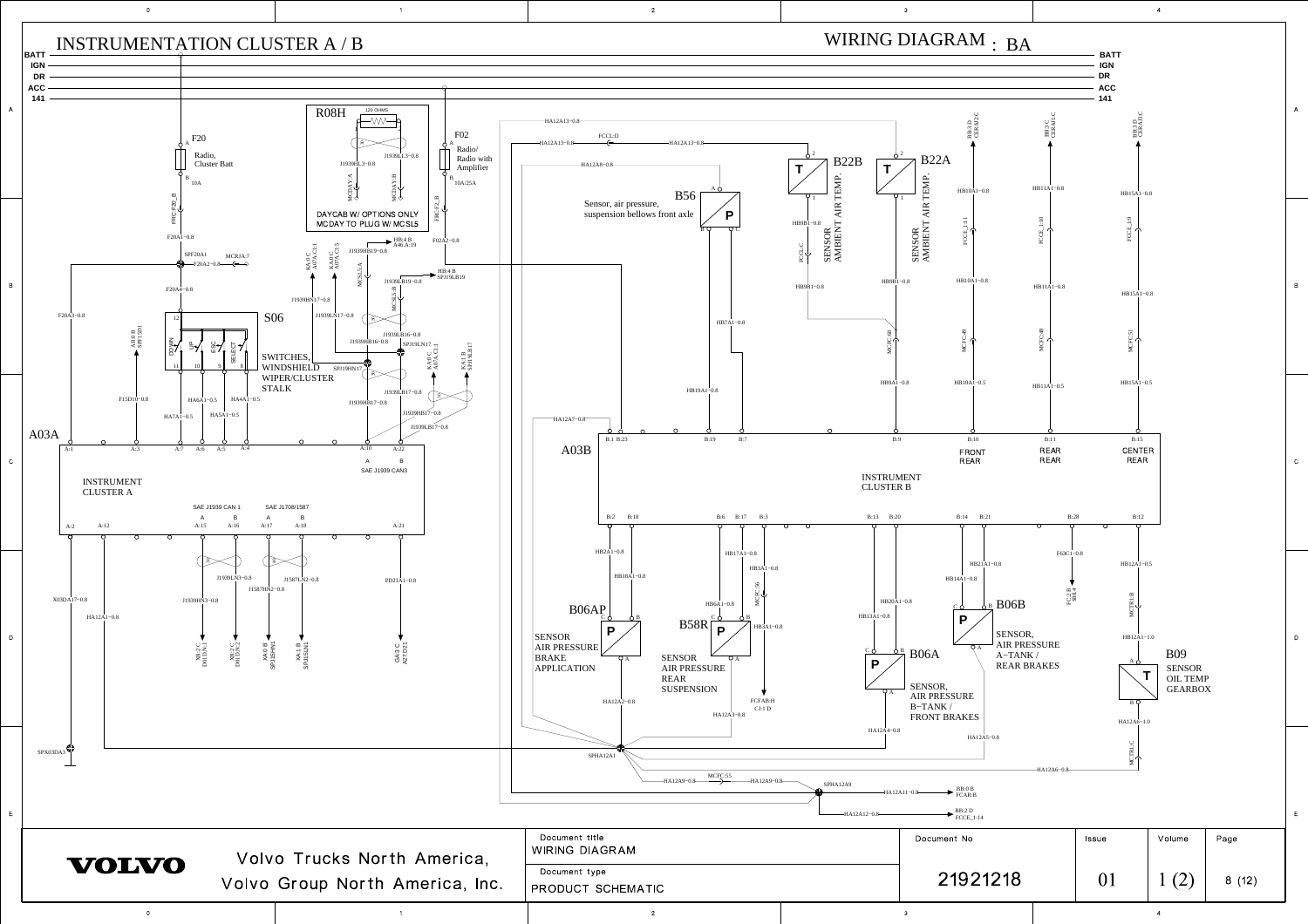# INSTRUMENTATION CLUSTER A / B

WIRING DIAGRAM : BA

BATT
IGN
DR
ACC
141

R08H 120 OHMS

DAYCAB W/ OPTIONS ONLY
MCDAY TO PLUG W/ MCSL5

F20 Radio, Cluster Batt 10A

F02 Radio/ Radio with Amplifier 10A/25A

S06 SWITCHES, WINDSHIELD WIPER/CLUSTER STALK

B56 Sensor, air pressure, suspension bellows front axle

B22B SENSOR AMBIENT AIR TEMP.

B22A SENSOR AMBIENT AIR TEMP.

A03A INSTRUMENT CLUSTER A

SAE J1939 CAN 1 · SAE J1708/1587 · SAE J1939 CAN3

A03B INSTRUMENT CLUSTER B

FRONT REAR · REAR REAR · CENTER REAR

B06AP SENSOR AIR PRESSURE BRAKE APPLICATION

B58R SENSOR AIR PRESSURE REAR SUSPENSION

B06A SENSOR, AIR PRESSURE B–TANK / FRONT BRAKES

B06B SENSOR, AIR PRESSURE A–TANK / REAR BRAKES

B09 SENSOR OIL TEMP GEARBOX

SPHA12A1 · SPHA12A9 · SPX03DA5

| Document title | Document No | Issue | Volume | Page |
|---|---|---|---|---|
| WIRING DIAGRAM | 21921218 | 01 | 1 (2) | 8 (12) |
| Document type: PRODUCT SCHEMATIC | | | | |

VOLVO — Volvo Trucks North America, Volvo Group North America, Inc.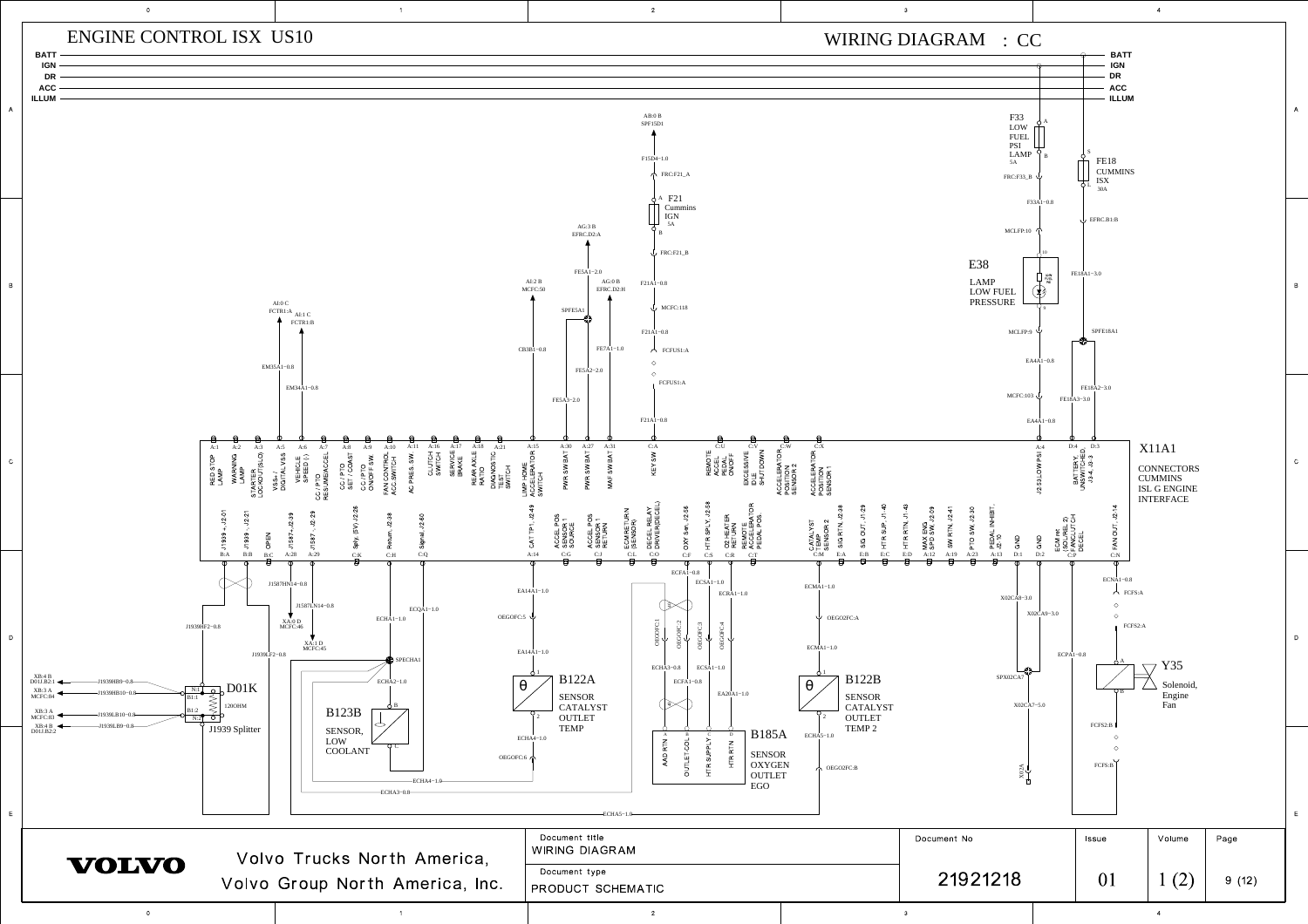# ENGINE CONTROL ISX US10

## WIRING DIAGRAM : CC

BATT
IGN
DR
ACC
ILLUM

F33 LOW FUEL PSI LAMP 5A

FE18 CUMMINS ISX 30A

F21 Cummins IGN 5A

E38 LAMP LOW FUEL PRESSURE

X11A1 CONNECTORS CUMMINS ISL G ENGINE INTERFACE

| Pin | Function |
|---|---|
| A:1 | RED STOP LAMP |
| A:2 | WARNING LAMP |
| A:3 | STARTER LOCKOUT(SLO) |
| A:5 | VSS+ / DIGITAL VSS |
| A:6 | VEHICLE SPEED (-) |
| A:7 | CC / PTO RESUME/ACCEL |
| A:8 | CC / PTO SET / COAST |
| A:9 | CC / PTO ON/OFF SW. |
| A:10 | FAN CONTROL AC SWITCH |
| A:11 | AC PRES. SW. |
| A:16 | CLUTCH SWITCH |
| A:17 | SERVICE BRAKE |
| A:18 | REAR AXLE RATIO |
| A:21 | DIAGNOSTIC TEST SWITCH |
| A:15 | LIMP HOME ACCELERATOR SWITCH |
| A:30 | PWR SW BAT |
| A:27 | PWR SW BAT |
| A:31 | MAF SW BAT |
| C:A | KEY SW |
| C:U | REMOTE ACCEL PEDAL ON/OFF |
| C:V | EXCESSIVE IDLE SHUTDOWN |
| C:W | ACCELERATOR POSITION SENSOR 2 |
| C:X | ACCELERATOR POSITION SENSOR 1 |
| A:4 | J2 S3,LOW PSI |
| D:4 / D:3 | BATTERY UNSWITCHED J3-4, J3-3 |
| B:A | J1939 +, J2-01 |
| B:B | J1939 -, J2-21 |
| B:C | OPEN |
| A:28 | J1587+, J2-39 |
| A:29 | J1587-, J2-29 |
| C:K | Sply. (5V) J2-26 |
| C:H | Return, J2-38 |
| C:Q | Signal, J2-60 |
| A:14 | CAT TP1, J2-49 |
| C:G | ACCEL POS SENSOR 1 SOURCE |
| C:J | ACCEL POS SENSOR 1 RETURN |
| C:L | ECMRETURN (SENSOR) |
| C:O | DIESEL RELAY DRIVER(DIESEL) |
| C:F | OXY Snr, J2-56 |
| C:S | OXY Snr, J2-58 |
| C:R | O2 HEATER RETURN |
| C:T | REMOTE ACCELERATOR PEDAL POS. |
| C:M | CATALYST TEMP SENSOR 2 |
| E:A | SIG RTN, J2-38 |
| E:B | SIG OUT, J1-29 |
| E:C | HTR SUP, J1-40 |
| E:D | HTR RTN, J1-43 |
| A:12 | MAX ENG SPD SW, J2-09 |
| A:19 | SW RTN, J2-41 |
| A:23 | PTO SW, J2-30 |
| A:13 | PEDAL INHIBIT, J2-10 |
| D:1 | GND |
| D:2 | GND |
| C:P | ECM ret (SOL/REL 2) FAN CLUTCH DECEL |
| C:N | FAN OUT, J2-14 |

Wires and connections: AB:0 B SPF15D1; F15D4-1.0; FRC:F21_A; FRC:F21_B; F21A1-0.8; MCFC:118; F21A1-0.8; FCFUS1:A; FCFUS1:A; F21A1-0.8; AG:3 B EFRC.D2:A; FE5A1-2.0; AG:0 B EFRC.D2:H; SPFE5A1; FE5A2-2.0; FE5A3-2.0; FE7A1-1.0; AI:2 B MCFC:50; CB3B1-0.8; AI:0 C FCTR1:A; AI:1 C FCTR1:B; EM35A1-0.8; EM34A1-0.8; FRC:F33_B; F33A1-0.8; MCLFP:10; MCLFP:9; EA4A1-0.8; MCFC:103; EA4A1-0.8; EFRC.B1:B; FE18A1-3.0; SPFE18A1; FE18A2-3.0; FE18A3-3.0.

J1587HN14-0.8; J1587LN14-0.8; XA:0 D MCFC:46; XA:1 D MCFC:45; J1939HF2-0.8; J1939LF2-0.8; ECQA1-1.0; ECHA1-1.0; SPECHA1; ECHA2-1.0; ECHA3-0.8; ECHA4-1.0; EA14A1-1.0; OEGOFC:5; EA14A1-1.0; ECHA4-1.0; OEGOFC:6; ECFA1-0.8; ECSA1-1.0; ECRA1-1.0; OEGOFC:1; OEGOFC:2; OEGOFC:3; OEGOFC:4; ECHA3-0.8; ECSA1-1.0; ECFA1-0.8; EA20A1-1.0; ECHA5-1.0; ECMA1-1.0; OEGO2FC:A; ECMA1-1.0; ECHA5-1.0; OEGO2FC:B; X02CA8-3.0; X02CA9-3.0; SPX02CA7; X02CA7-5.0; X02A; ECNA1-0.8; FCFS:A; FCFS2:A; ECPA1-0.8; FCFS2:B; FCFS:B.

XB:4 B D01LB2:1 — J1939HB9-0.8; XB:3 A MCFC:B4 — J1939HB10-0.8; XB:3 A MCFC:B3 — J1939LB10-0.8; XB:4 B D01LB2:2 — J1939LB9-0.8

D01K J1939 Splitter 120OHM

B123B SENSOR, LOW COOLANT

B122A SENSOR CATALYST OUTLET TEMP

B185A SENSOR OXYGEN OUTLET EGO (AAD RTN, OUTLET-COL, HTR SUPPLY, HTR RTN)

B122B SENSOR CATALYST OUTLET TEMP 2

Y35 Solenoid, Engine Fan

| VOLVO | Volvo Trucks North America, Volvo Group North America, Inc. | Document title: WIRING DIAGRAM | Document No | Issue | Volume | Page |
|---|---|---|---|---|---|---|
| | | Document type: PRODUCT SCHEMATIC | 21921218 | 01 | 1 (2) | 9 (12) |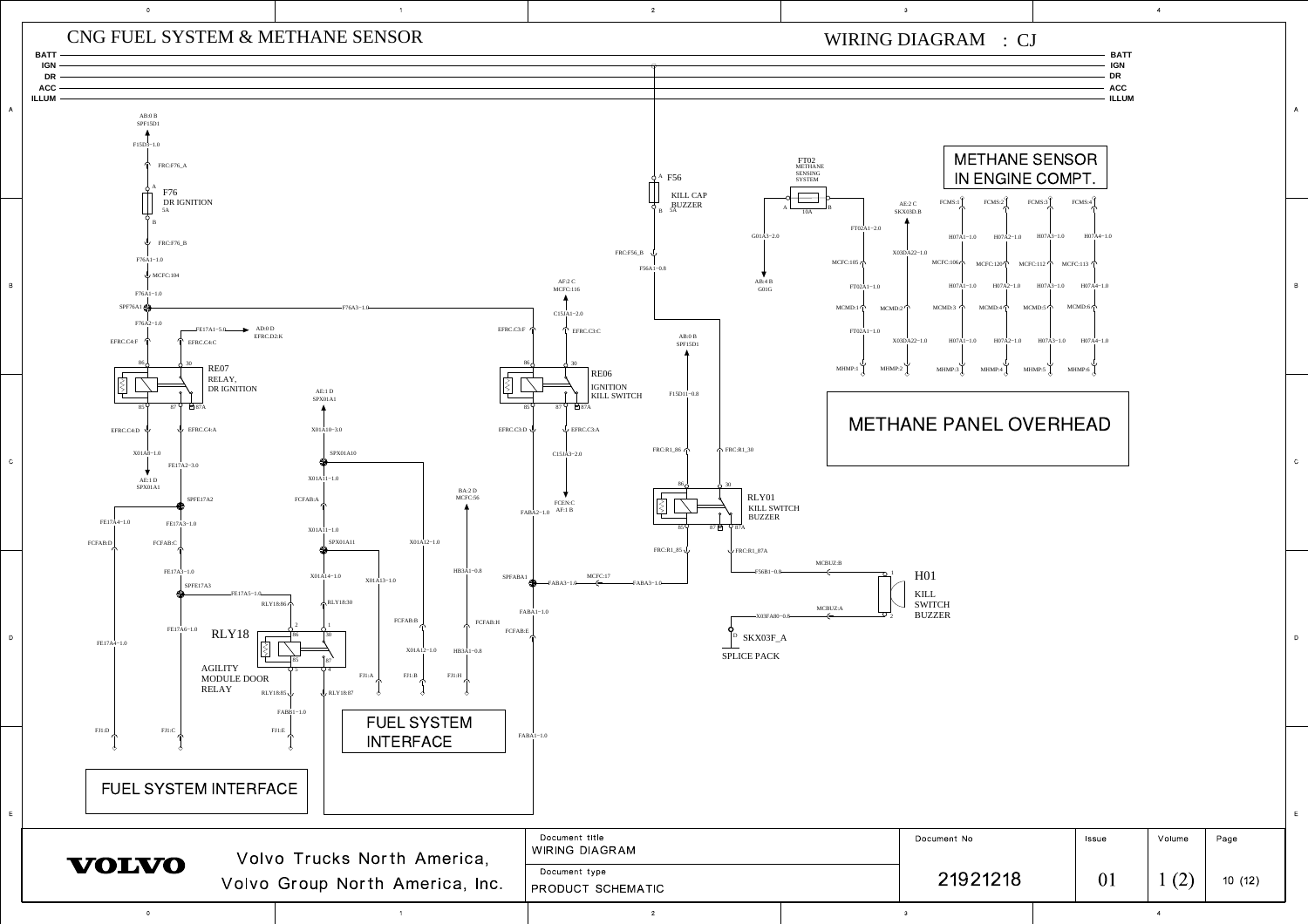# CNG FUEL SYSTEM & METHANE SENSOR

WIRING DIAGRAM : CJ

BATT
IGN
DR
ACC
ILLUM

AB:0 B
SPF15D1
F15D3−1.0
FRC:F76_A
F76
DR IGNITION
5A
FRC:F76_B
F76A1−1.0
MCFC:104
F76A1−1.0
SPF76A1
F76A3−1.0
F76A2−1.0
FE17A1−5.0
AD:0 D
EFRC.D2:K
EFRC.C4:F
EFRC.C4:C
RE07
RELAY,
DR IGNITION
EFRC.C4:D
EFRC.C4:A
AE:1 D
SPX01A1
X01A10−3.0
SPX01A10
X01A8−1.0
FE17A2−3.0
AE:1 D
SPX01A1
X01A11−1.0
SPFE17A2
FCFAB:A
FE17A4−1.0
FE17A3−1.0
X01A11−1.0
FCFAB:D
FCFAB:C
SPX01A11
X01A12−1.0
FE17A3−1.0
X01A14−1.0
X01A13−1.0
SPFE17A3
FE17A5−1.0
RLY18:86
RLY18:30
FE17A6−1.0
RLY18
FE17A4−1.0
AGILITY
MODULE DOOR
RELAY
RLY18:85
RLY18:87
FCFAB:B
X01A12−1.0
FJ1:A
FJ1:B
FJ1:H
FABB1−1.0
FJ1:D
FJ1:C
FJ1:E

## FUEL SYSTEM INTERFACE

## FUEL SYSTEM INTERFACE

BA:2 D
MCFC:56
HB3A1−0.8
FCFAB:H
HB3A1−0.8
AF:2 C
MCFC:116
C15J A1−2.0
EFRC.C3:F
EFRC.C3:C
RE06
IGNITION
KILL SWITCH
EFRC.C3:D
EFRC.C3:A
C15J A3−2.0
FCEN:C
AF:1 B
FABA2−1.0
SPFABA1
FABA3−1.0
MCFC:17
FABA3−1.0
FABA1−1.0
FCFAB:E
FABA1−1.0

F56
KILL CAP
BUZZER
5A
FRC:F56_B
F56A1−0.8
AB:0 B
SPF15D1
F15D11−0.8
FRC:R1_86
FRC:R1_30
RLY01
KILL SWITCH
BUZZER
FRC:R1_85
FRC:R1_87A
F56B1−0.8
MCBUZ:B
H01
KILL
SWITCH
BUZZER
MCBUZ:A
X03FA80−0.8
SKX03F_A
SPLICE PACK

FT02
METHANE
SENSING
SYSTEM
10A
G01A3−2.0
AB:4 B
G01G
FT02A1−2.0
MCFC:105
FT02A1−1.0
MCMD:1
MCMD:2
FT02A1−1.0
MHMP:1
MHMP:2
AE:2 C
SKX03D.B
X03DA22−1.0
X03DA22−1.0

## METHANE SENSOR IN ENGINE COMPT.

FCMS:1 FCMS:2 FCMS:3 FCMS:4
H07A1−1.0 H07A2−1.0 H07A3−1.0 H07A4−1.0
MCFC:106 MCFC:120 MCFC:112 MCFC:113
H07A1−1.0 H07A2−1.0 H07A3−1.0 H07A4−1.0
MCMD:3 MCMD:4 MCMD:5 MCMD:6
H07A1−1.0 H07A2−1.0 H07A3−1.0 H07A4−1.0
MHMP:3 MHMP:4 MHMP:5 MHMP:6

## METHANE PANEL OVERHEAD

| Volvo Trucks North America, Volvo Group North America, Inc. | Document title: WIRING DIAGRAM | Document No | Issue | Volume | Page |
|---|---|---|---|---|---|
| | Document type: PRODUCT SCHEMATIC | 21921218 | 01 | 1 (2) | 10 (12) |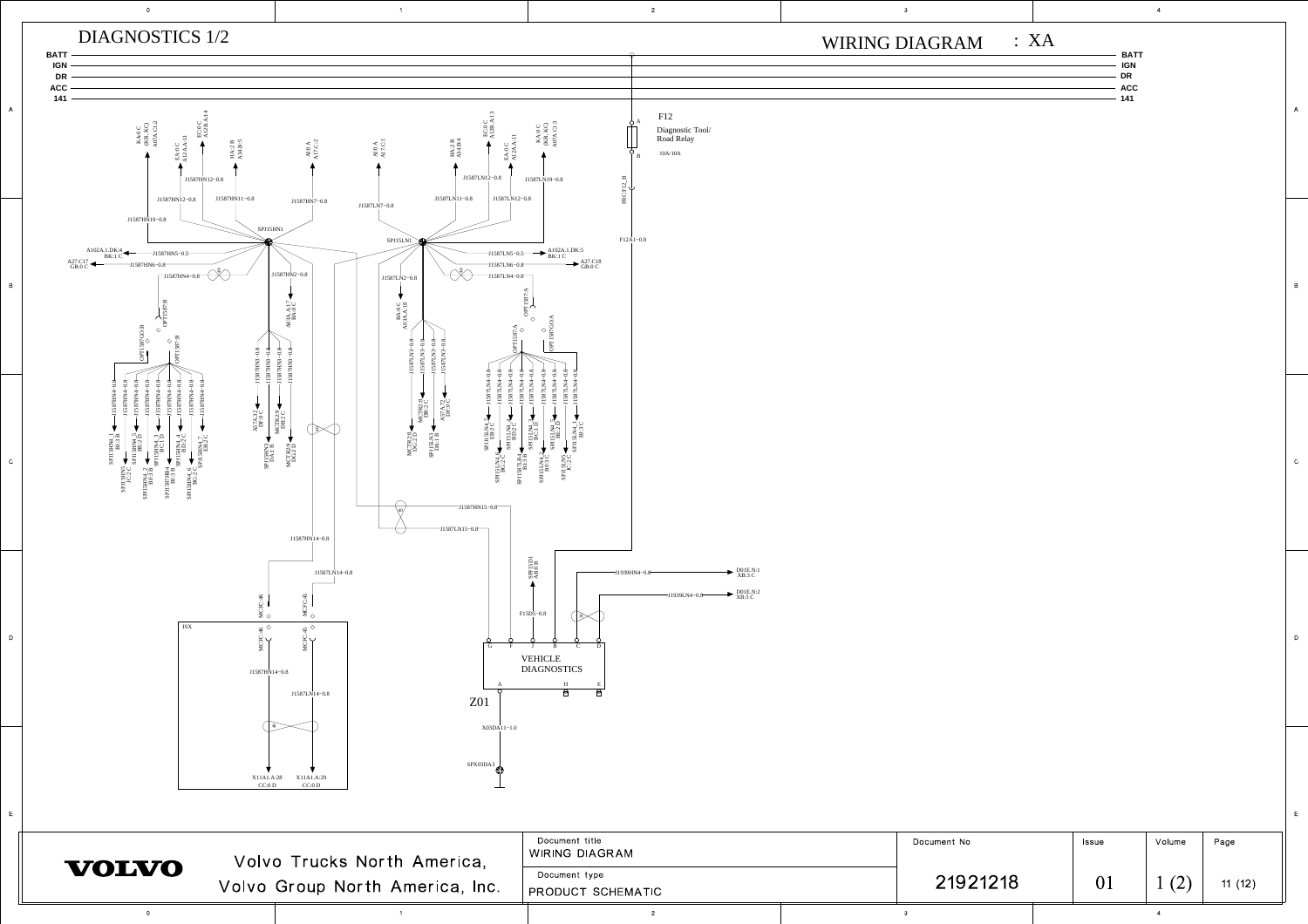# DIAGNOSTICS 1/2

WIRING DIAGRAM : XA

BATT
IGN
DR
ACC
141

F12
Diagnostic Tool/
Road Relay
10A/10A

A
B

FRG:F12_B

F12A1-0.8

KA:0 C
(KB_KC)
A07A.C1:2

EA:0 C
A12A.A:11

EC:0 C
A12B.A1:4

HA:3 B
A34.B:5

AJ:0 A
A17.C:2

AJ:0 A
A17.C:1

HA:3 B
A34.B:4

EA:0 C
A12A.A:11

EC:0 C
A12B.A1:3

KA:0 C
(KB_KC)
A07A.C1:3

J1587HN12-0.8
J1587HN12-0.8
J1587HN11-0.8
J1587HN7-0.8
J1587HN19-0.8
J1587LN7-0.8
J1587LN11-0.8
J1587LN12-0.8
J1587LN12-0.8
J1587LN19-0.8

SPJ15HN1
SPJ15LN1

A102A.1.DK:4
BK:1 C
J1587HN5-0.5
A27.C17
GB:0 C
J1587HN6-0.8
J1587HN4-0.8
J1587HN2-0.8

J1587LN5-0.5
A102A.1.DK:5
BK:1 C
J1587LN6-0.8
A27.C18
GB:0 C
J1587LN2-0.8
J1587LN4-0.8

OPT1587:B
OPT1587GO:B
OPT1587:B

A03A.A:17
BA:0 C

BA:0 C
A03A.A:18

OPT1587:A
OPT1587:A
OPT1587GO:A

J1587HN4-0.8 (×8)
J1587HN3-0.8 (×3)
J1587LN3-0.8 (×3)
J1587LN4-0.8 (×8)

SPJ15HN4_1 BE:3 B
SPJ15HN5 FC:2 C
SPJ15HN4_5 BE:2 D
SPJ15HN4_2 BF:3 B
SPJ15HN4_3 BC:1 D
SPJ1587HB4 BE:3 B
SPJ15HN4_4 BD:2 C
SPJ15HN4_6 BG:2 C
SPJ15HN4_7 EB:2 C

A57A.32 DF:0 C
SPJ15HN3 DA:1 B
MCTR29 DB:2 C
MCTR29 DG:2 D

MCTR28 DG:2 D
MCTR28 DB:2 C
SPJ15LN3 DA:1 B
A57A.32 DF:0 C

SPJ15LN4_7 EB:2 C
SPJ15LN4_6 BG:2 C
SPJ15LN4_5 BD:2 C
SPJ1587LB4 BE:3 B
SPJ15LN4_3 BC:1 D
SPJ15LN4_2 BF:3 C
SPJ15LN4_5 BE:2 D
SPJ15LN5 FC:2 C
SPJ15LN4_1 BF:3 C

J1587HN15-0.8
J1587LN15-0.8

J1587HN14-0.8
J1587LN14-0.8

MC:IC:46
MC:FC:45

ISX

MC:IC:46
MC:IC:45

J1587HN14-0.8
J1587LN14-0.8

X11A1.A:28
CC:0 D
X11A1.A:29
CC:0 D

SPF15D1
AB:0 B

J1939HN4-0.8
D01E.N:1
XB:3 C

J1939LN4-0.8
D01E.N:2
XB:3 C

F15D5-0.8

G F J B C D

VEHICLE
DIAGNOSTICS

A H E

Z01

X03DA11-1.0

SPX03DA3

| Document title | Document No | Issue | Volume | Page |
| --- | --- | --- | --- | --- |
| WIRING DIAGRAM | 21921218 | 01 | 1 (2) | 11 (12) |
| Document type | | | | |
| PRODUCT SCHEMATIC | | | | |

VOLVO — Volvo Trucks North America, Volvo Group North America, Inc.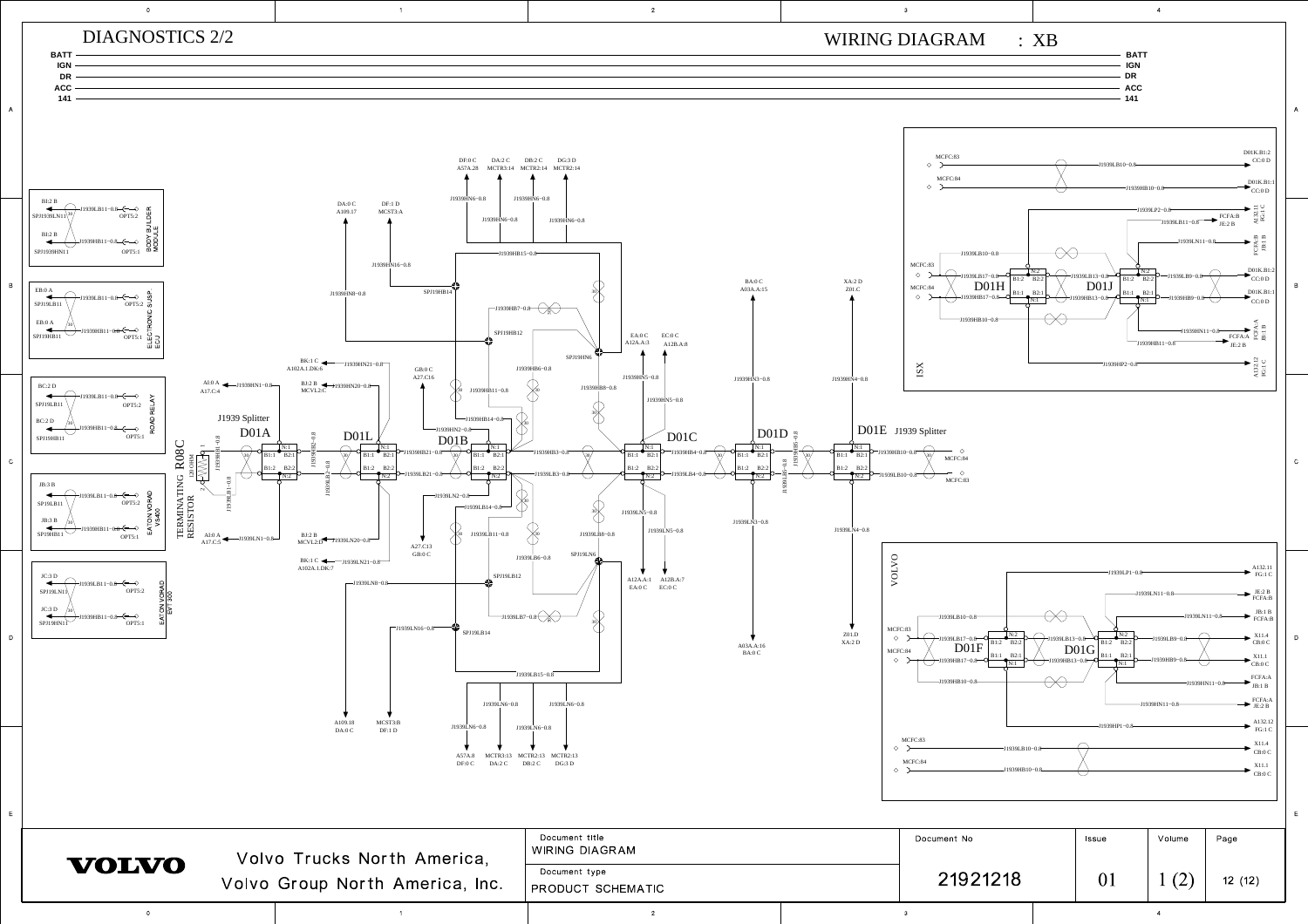# DIAGNOSTICS 2/2

## WIRING DIAGRAM : XB

BATT
IGN
DR
ACC
141

BODY BUILDER MODULE
- BI:2 B — J1939LB11–0.8 — OPT5:2 — SPJ1939LN11
- BI:2 B — J1939HB11–0.8 — OPT5:1 — SPJ1939HN11

ELECTRONIC SUSP. ECU
- EB:0 A — J1939LB11–0.8 — OPT5:2 — SPJ19LB11
- EB:0 A — J1939HB11–0.8 — OPT5:1 — SPJ19HB11

ROAD RELAY
- BC:2 D — J1939LB11–0.8 — OPT5:2 — SPJ19LB11
- BC:2 D — J1939HB11–0.8 — OPT5:1 — SPJ19HB11

EATON VORAD VS400
- JB:3 B — J1939LB11–0.8 — OPT5:2 — SPJ19LB11
- JB:3 B — J1939HB11–0.8 — OPT5:1 — SPJ19HB11

EATON VORAD EVT 300
- JC:3 D — J1939LB11–0.8 — OPT5:2 — SPJ19LN11
- JC:3 D — J1939HB11–0.8 — OPT5:1 — SPJ19HN11

TERMINATING RESISTOR R08C — 120 OHM

J1939 Splitter D01A, D01L, D01B, D01C, D01D, D01E J1939 Splitter

Connections: AI:0 A A17.C:4 (J1939HN1–0.8); AI:0 A A17.C:5 (J1939LN1–0.8); BJ:2 B MCVL2:C (J1939HN20–0.8); BJ:2 B MCVL2:D (J1939LN20–0.8); BK:1 C A102A.1.DK:6 (J1939HN21–0.8); BK:1 C A102A.1.DK:7 (J1939LN21–0.8); GB:0 C A27.C16; A27.C13 GB:0 C; DA:0 C A109.17; DF:1 D MCST3:A; A109.18 DA:0 C; MCST3:B DF:1 D; DF:0 C A57A.28; DA:2 C MCTR3:14; DB:2 C MCTR2:14; DG:3 D MCTR2:14; A57A.8 DF:0 C; MCTR3:13 DA:2 C; MCTR2:13 DB:2 C; MCTR2:13 DG:3 D; EA:0 C A12A.A:3; EC:0 C A12B.A:8; A12A.A:1 EA:0 C; A12B.A:7 EC:0 C; BA:0 C A03A.A:15; A03A.A:16 BA:0 C; XA:2 D Z01.C; Z01.D XA:2 D; MCFC:84; MCFC:83

Splices: SPJ19HB14, SPJ19HB12, SPJ19HN6, SPJ19LN6, SPJ19LB12, SPJ19LB14

### ISX
- MCFC:83 — J1939LB10–0.8 — D01K.B1:2 CC:0 D
- MCFC:84 — J1939HB10–0.8 — D01K.B1:1 CC:0 D
- J1939LP2–0.8 — A132.11 FG:1 C; J1939LB11–0.8 — FCFA:B JE:2 B
- J1939LN11–0.8 — FCFA:B JB:1 B
- D01H, D01J — J1939LB9–0.8 D01K.B1:2 CC:0 D; J1939HB9–0.8 D01K.B1:1 CC:0 D
- J1939HN11–0.8 — FCFA:A JB:1 B; J1939HB11–0.8 — FCFA:A JE:2 B
- J1939HP2–0.8 — A132.12 FG:1 C

### VOLVO
- J1939LP1–0.8 — A132.11 FG:1 C
- J1939LN11–0.8 — JE:2 B FCFA:B
- J1939LN11–0.8 — JB:1 B FCFA:B
- D01F, D01G — J1939LB9–0.8 X11.4 CB:0 C; J1939HB9–0.8 X11.1 CB:0 C
- J1939HN11–0.8 — FCFA:A JB:1 B; J1939HN11–0.8 — FCFA:A JE:2 B
- J1939HP1–0.8 — A132.12 FG:1 C
- MCFC:83 — J1939LB10–0.8 — X11.4 CB:0 C
- MCFC:84 — J1939HB10–0.8 — X11.1 CB:0 C

---

VOLVO — Volvo Trucks North America, Volvo Group North America, Inc.

| Document title | Document No | Issue | Volume | Page |
|---|---|---|---|---|
| WIRING DIAGRAM | 21921218 | 01 | 1 (2) | 12 (12) |
| Document type: PRODUCT SCHEMATIC | | | | |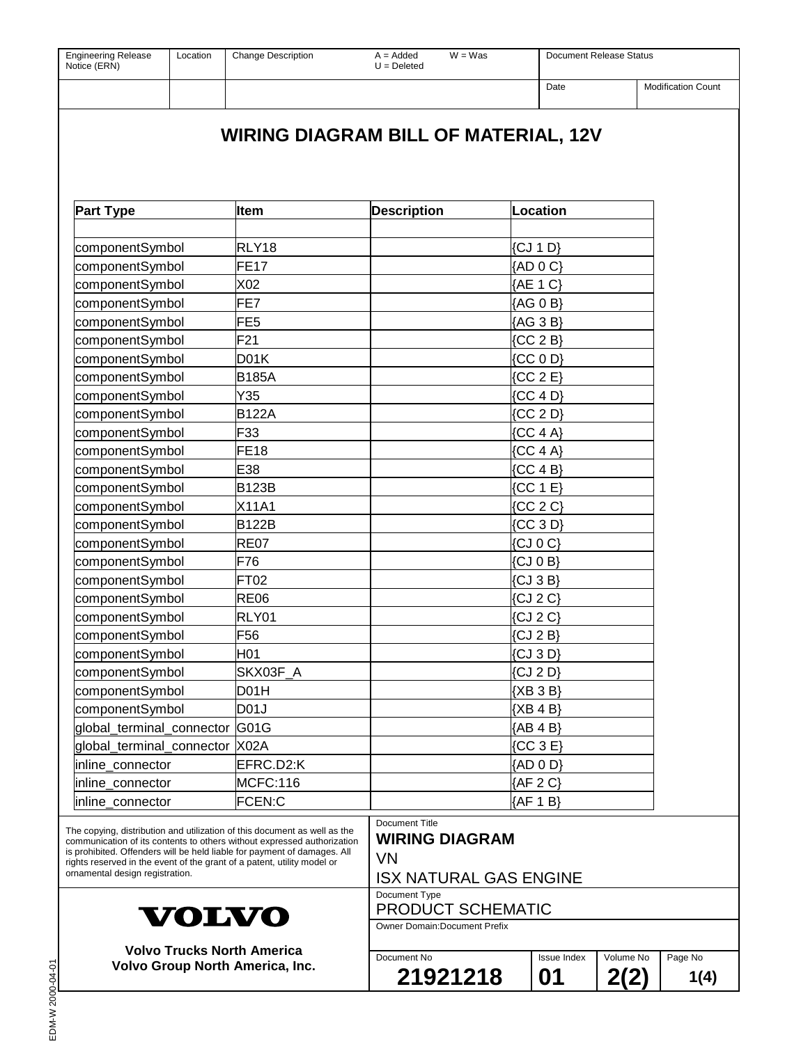| Engineering Release Notice (ERN) | Location | Change Description | A = Added U = Deleted W = Was | Document Release Status | |
|---|---|---|---|---|---|
| | | | | Date | Modification Count |

# WIRING DIAGRAM BILL OF MATERIAL, 12V

| Part Type | Item | Description | Location |
|---|---|---|---|
| | | | |
| componentSymbol | RLY18 | | {CJ 1 D} |
| componentSymbol | FE17 | | {AD 0 C} |
| componentSymbol | X02 | | {AE 1 C} |
| componentSymbol | FE7 | | {AG 0 B} |
| componentSymbol | FE5 | | {AG 3 B} |
| componentSymbol | F21 | | {CC 2 B} |
| componentSymbol | D01K | | {CC 0 D} |
| componentSymbol | B185A | | {CC 2 E} |
| componentSymbol | Y35 | | {CC 4 D} |
| componentSymbol | B122A | | {CC 2 D} |
| componentSymbol | F33 | | {CC 4 A} |
| componentSymbol | FE18 | | {CC 4 A} |
| componentSymbol | E38 | | {CC 4 B} |
| componentSymbol | B123B | | {CC 1 E} |
| componentSymbol | X11A1 | | {CC 2 C} |
| componentSymbol | B122B | | {CC 3 D} |
| componentSymbol | RE07 | | {CJ 0 C} |
| componentSymbol | F76 | | {CJ 0 B} |
| componentSymbol | FT02 | | {CJ 3 B} |
| componentSymbol | RE06 | | {CJ 2 C} |
| componentSymbol | RLY01 | | {CJ 2 C} |
| componentSymbol | F56 | | {CJ 2 B} |
| componentSymbol | H01 | | {CJ 3 D} |
| componentSymbol | SKX03F_A | | {CJ 2 D} |
| componentSymbol | D01H | | {XB 3 B} |
| componentSymbol | D01J | | {XB 4 B} |
| global_terminal_connector | G01G | | {AB 4 B} |
| global_terminal_connector | X02A | | {CC 3 E} |
| inline_connector | EFRC.D2:K | | {AD 0 D} |
| inline_connector | MCFC:116 | | {AF 2 C} |
| inline_connector | FCEN:C | | {AF 1 B} |

The copying, distribution and utilization of this document as well as the communication of its contents to others without expressed authorization is prohibited. Offenders will be held liable for payment of damages. All rights reserved in the event of the grant of a patent, utility model or ornamental design registration.

Document Title
**WIRING DIAGRAM**
VN
ISX NATURAL GAS ENGINE

Document Type
PRODUCT SCHEMATIC

Owner Domain:Document Prefix

**VOLVO**

**Volvo Trucks North America**
**Volvo Group North America, Inc.**

| Document No | Issue Index | Volume No | Page No |
|---|---|---|---|
| **21921218** | **01** | **2(2)** | **1(4)** |

EDM-W 2000-04-01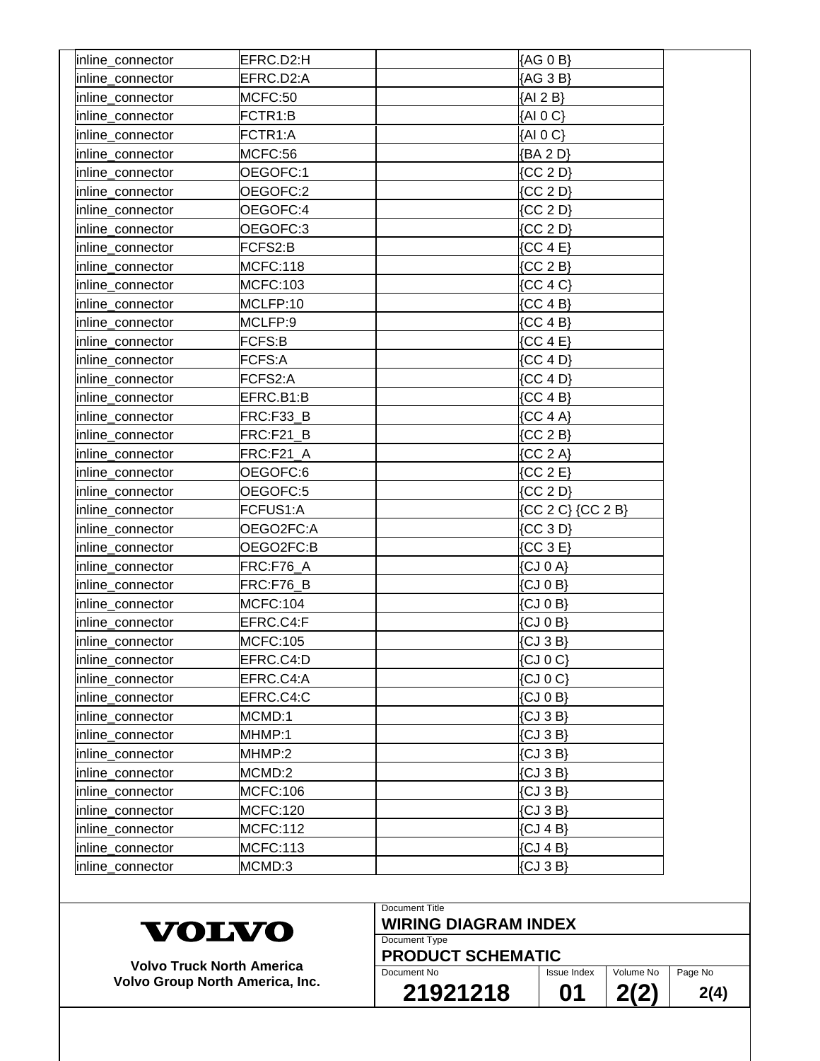| | | | |
|---|---|---|---|
| inline_connector | EFRC.D2:H | | {AG 0 B} |
| inline_connector | EFRC.D2:A | | {AG 3 B} |
| inline_connector | MCFC:50 | | {AI 2 B} |
| inline_connector | FCTR1:B | | {AI 0 C} |
| inline_connector | FCTR1:A | | {AI 0 C} |
| inline_connector | MCFC:56 | | {BA 2 D} |
| inline_connector | OEGOFC:1 | | {CC 2 D} |
| inline_connector | OEGOFC:2 | | {CC 2 D} |
| inline_connector | OEGOFC:4 | | {CC 2 D} |
| inline_connector | OEGOFC:3 | | {CC 2 D} |
| inline_connector | FCFS2:B | | {CC 4 E} |
| inline_connector | MCFC:118 | | {CC 2 B} |
| inline_connector | MCFC:103 | | {CC 4 C} |
| inline_connector | MCLFP:10 | | {CC 4 B} |
| inline_connector | MCLFP:9 | | {CC 4 B} |
| inline_connector | FCFS:B | | {CC 4 E} |
| inline_connector | FCFS:A | | {CC 4 D} |
| inline_connector | FCFS2:A | | {CC 4 D} |
| inline_connector | EFRC.B1:B | | {CC 4 B} |
| inline_connector | FRC:F33_B | | {CC 4 A} |
| inline_connector | FRC:F21_B | | {CC 2 B} |
| inline_connector | FRC:F21_A | | {CC 2 A} |
| inline_connector | OEGOFC:6 | | {CC 2 E} |
| inline_connector | OEGOFC:5 | | {CC 2 D} |
| inline_connector | FCFUS1:A | | {CC 2 C} {CC 2 B} |
| inline_connector | OEGO2FC:A | | {CC 3 D} |
| inline_connector | OEGO2FC:B | | {CC 3 E} |
| inline_connector | FRC:F76_A | | {CJ 0 A} |
| inline_connector | FRC:F76_B | | {CJ 0 B} |
| inline_connector | MCFC:104 | | {CJ 0 B} |
| inline_connector | EFRC.C4:F | | {CJ 0 B} |
| inline_connector | MCFC:105 | | {CJ 3 B} |
| inline_connector | EFRC.C4:D | | {CJ 0 C} |
| inline_connector | EFRC.C4:A | | {CJ 0 C} |
| inline_connector | EFRC.C4:C | | {CJ 0 B} |
| inline_connector | MCMD:1 | | {CJ 3 B} |
| inline_connector | MHMP:1 | | {CJ 3 B} |
| inline_connector | MHMP:2 | | {CJ 3 B} |
| inline_connector | MCMD:2 | | {CJ 3 B} |
| inline_connector | MCFC:106 | | {CJ 3 B} |
| inline_connector | MCFC:120 | | {CJ 3 B} |
| inline_connector | MCFC:112 | | {CJ 4 B} |
| inline_connector | MCFC:113 | | {CJ 4 B} |
| inline_connector | MCMD:3 | | {CJ 3 B} |

**VOLVO**

**Volvo Truck North America**
**Volvo Group North America, Inc.**

| Document Title | | | |
|---|---|---|---|
| **WIRING DIAGRAM INDEX** | | | |
| Document Type | | | |
| **PRODUCT SCHEMATIC** | | | |
| Document No | Issue Index | Volume No | Page No |
| **21921218** | **01** | **2(2)** | **2(4)** |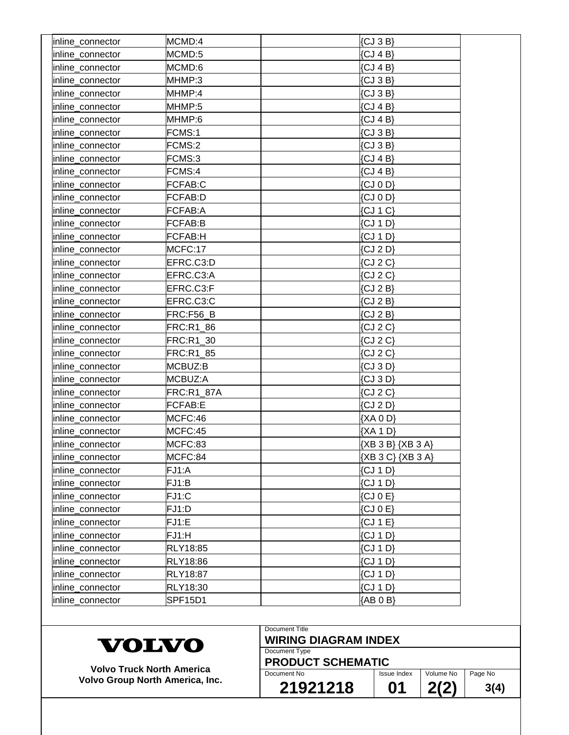| | | | |
|---|---|---|---|
| inline_connector | MCMD:4 | | {CJ 3 B} |
| inline_connector | MCMD:5 | | {CJ 4 B} |
| inline_connector | MCMD:6 | | {CJ 4 B} |
| inline_connector | MHMP:3 | | {CJ 3 B} |
| inline_connector | MHMP:4 | | {CJ 3 B} |
| inline_connector | MHMP:5 | | {CJ 4 B} |
| inline_connector | MHMP:6 | | {CJ 4 B} |
| inline_connector | FCMS:1 | | {CJ 3 B} |
| inline_connector | FCMS:2 | | {CJ 3 B} |
| inline_connector | FCMS:3 | | {CJ 4 B} |
| inline_connector | FCMS:4 | | {CJ 4 B} |
| inline_connector | FCFAB:C | | {CJ 0 D} |
| inline_connector | FCFAB:D | | {CJ 0 D} |
| inline_connector | FCFAB:A | | {CJ 1 C} |
| inline_connector | FCFAB:B | | {CJ 1 D} |
| inline_connector | FCFAB:H | | {CJ 1 D} |
| inline_connector | MCFC:17 | | {CJ 2 D} |
| inline_connector | EFRC.C3:D | | {CJ 2 C} |
| inline_connector | EFRC.C3:A | | {CJ 2 C} |
| inline_connector | EFRC.C3:F | | {CJ 2 B} |
| inline_connector | EFRC.C3:C | | {CJ 2 B} |
| inline_connector | FRC:F56_B | | {CJ 2 B} |
| inline_connector | FRC:R1_86 | | {CJ 2 C} |
| inline_connector | FRC:R1_30 | | {CJ 2 C} |
| inline_connector | FRC:R1_85 | | {CJ 2 C} |
| inline_connector | MCBUZ:B | | {CJ 3 D} |
| inline_connector | MCBUZ:A | | {CJ 3 D} |
| inline_connector | FRC:R1_87A | | {CJ 2 C} |
| inline_connector | FCFAB:E | | {CJ 2 D} |
| inline_connector | MCFC:46 | | {XA 0 D} |
| inline_connector | MCFC:45 | | {XA 1 D} |
| inline_connector | MCFC:83 | | {XB 3 B} {XB 3 A} |
| inline_connector | MCFC:84 | | {XB 3 C} {XB 3 A} |
| inline_connector | FJ1:A | | {CJ 1 D} |
| inline_connector | FJ1:B | | {CJ 1 D} |
| inline_connector | FJ1:C | | {CJ 0 E} |
| inline_connector | FJ1:D | | {CJ 0 E} |
| inline_connector | FJ1:E | | {CJ 1 E} |
| inline_connector | FJ1:H | | {CJ 1 D} |
| inline_connector | RLY18:85 | | {CJ 1 D} |
| inline_connector | RLY18:86 | | {CJ 1 D} |
| inline_connector | RLY18:87 | | {CJ 1 D} |
| inline_connector | RLY18:30 | | {CJ 1 D} |
| inline_connector | SPF15D1 | | {AB 0 B} |

**VOLVO**

**Volvo Truck North America**
**Volvo Group North America, Inc.**

| Document Title | | | |
|---|---|---|---|
| **WIRING DIAGRAM INDEX** | | | |
| Document Type | | | |
| **PRODUCT SCHEMATIC** | | | |
| Document No | Issue Index | Volume No | Page No |
| **21921218** | **01** | **2(2)** | **3(4)** |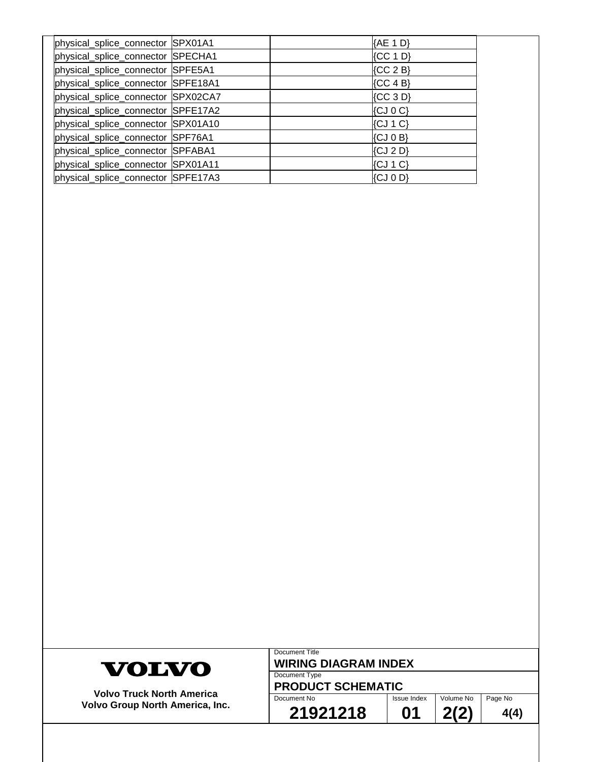| | | | |
|---|---|---|---|
| physical_splice_connector | SPX01A1 | | {AE 1 D} |
| physical_splice_connector | SPECHA1 | | {CC 1 D} |
| physical_splice_connector | SPFE5A1 | | {CC 2 B} |
| physical_splice_connector | SPFE18A1 | | {CC 4 B} |
| physical_splice_connector | SPX02CA7 | | {CC 3 D} |
| physical_splice_connector | SPFE17A2 | | {CJ 0 C} |
| physical_splice_connector | SPX01A10 | | {CJ 1 C} |
| physical_splice_connector | SPF76A1 | | {CJ 0 B} |
| physical_splice_connector | SPFABA1 | | {CJ 2 D} |
| physical_splice_connector | SPX01A11 | | {CJ 1 C} |
| physical_splice_connector | SPFE17A3 | | {CJ 0 D} |

**VOLVO**

**Volvo Truck North America**
**Volvo Group North America, Inc.**

| Document Title | | | |
|---|---|---|---|
| **WIRING DIAGRAM INDEX** | | | |
| Document Type | | | |
| **PRODUCT SCHEMATIC** | | | |
| Document No | Issue Index | Volume No | Page No |
| **21921218** | **01** | **2(2)** | **4(4)** |